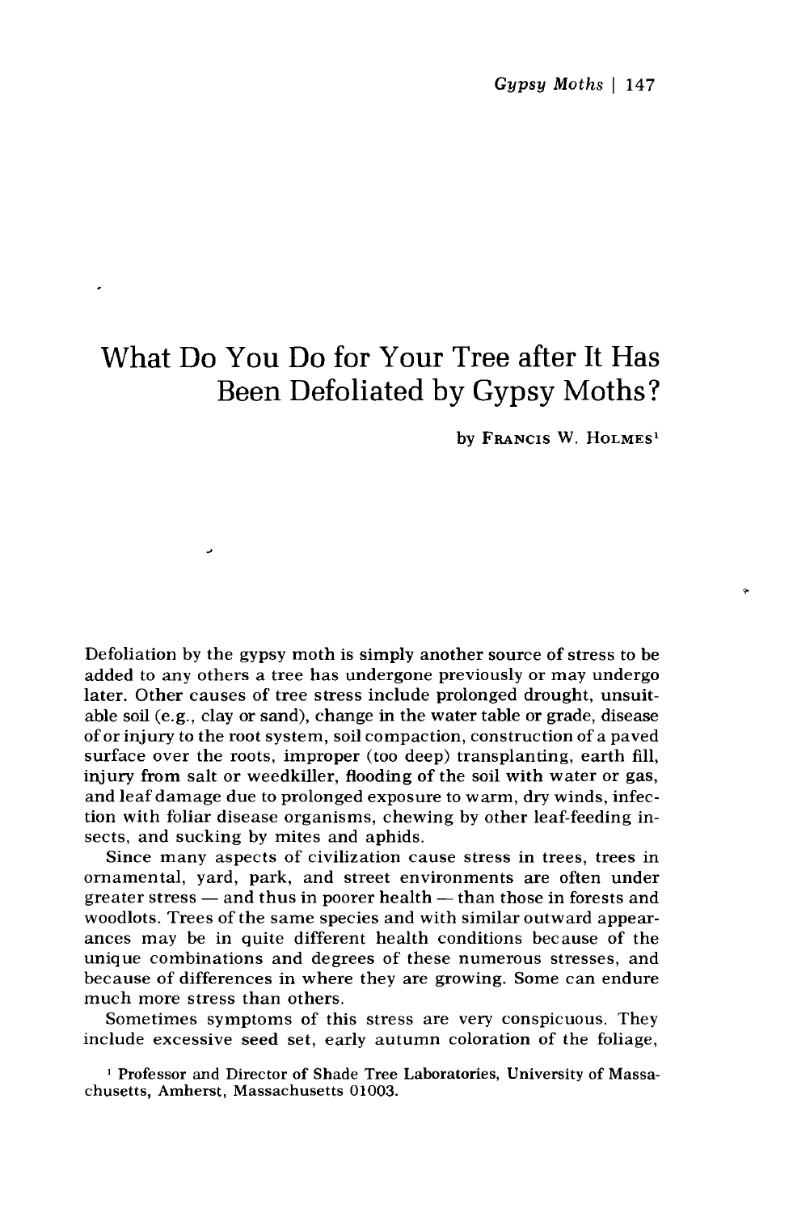# What Do You Do for Your Tree after It Has Been Defoliated by Gypsy Moths?

by FRANCIS W. HOLMES[1]

Defoliation by the gypsy moth is simply another source of stress to be added to any others a tree has undergone previously or may undergo later. Other causes of tree stress include prolonged drought, unsuitable soil (e.g., clay or sand), change in the water table or grade, disease of or injury to the root system, soil compaction, construction of a paved surface over the roots, improper (too deep) transplanting, earth fill, injury from salt or weedkiller, flooding of the soil with water or gas, and leaf damage due to prolonged exposure to warm, dry winds, infection with foliar disease organisms, chewing by other leaf-feeding insects, and sucking by mites and aphids.

Since many aspects of civilization cause stress in trees, trees in ornamental, yard, park, and street environments are often under greater stress — and thus in poorer health — than those in forests and woodlots. Trees of the same species and with similar outward appearances may be in quite different health conditions because of the unique combinations and degrees of these numerous stresses, and because of differences in where they are growing. Some can endure much more stress than others.

Sometimes symptoms of this stress are very conspicuous. They include excessive seed set, early autumn coloration of the foliage,

[1] Professor and Director of Shade Tree Laboratories, University of Massachusetts, Amherst, Massachusetts 01003.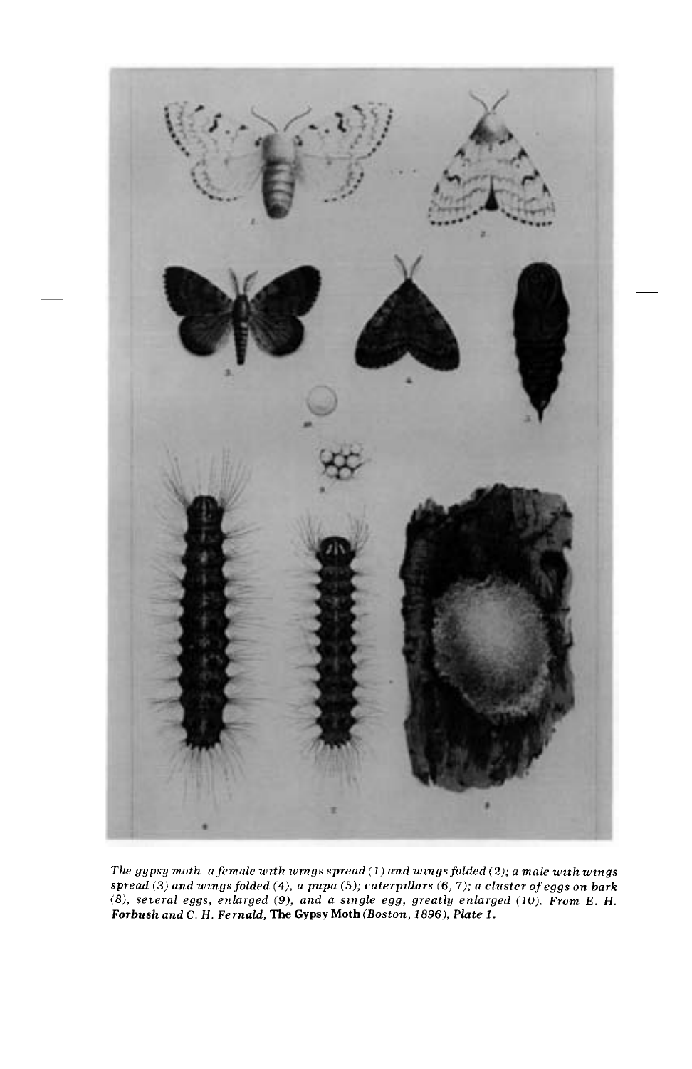*The gypsy moth a female with wings spread (1) and wings folded (2); a male with wings spread (3) and wings folded (4), a pupa (5); caterpillars (6, 7); a cluster of eggs on bark (8), several eggs, enlarged (9), and a single egg, greatly enlarged (10). From E. H.* ***Forbush and C. H. Fernald, The Gypsy Moth*** *(Boston, 1896), Plate 1.*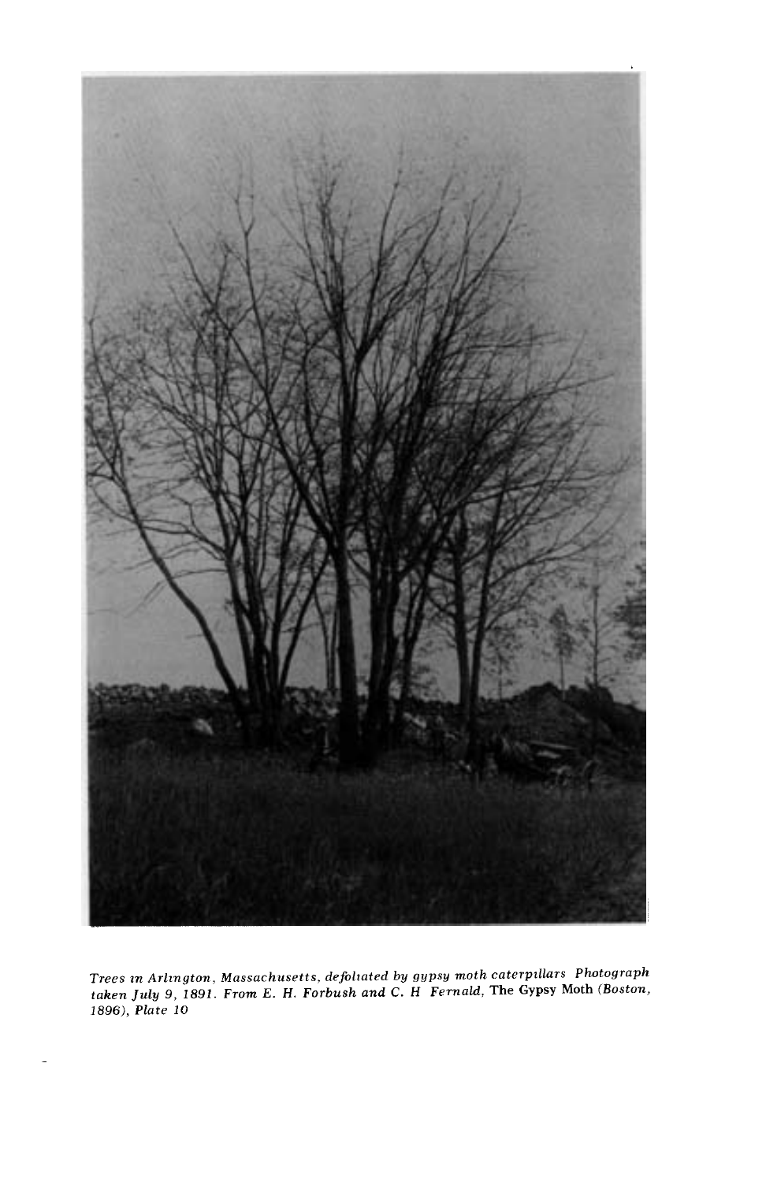*Trees in Arlington, Massachusetts, defoliated by gypsy moth caterpillars Photograph taken July 9, 1891. From E. H. Forbush and C. H Fernald,* The Gypsy Moth *(Boston, 1896), Plate 10*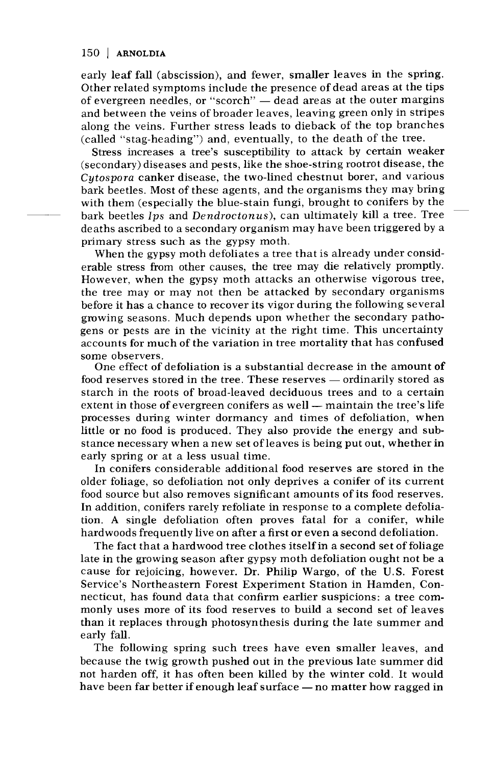early leaf fall (abscission), and fewer, smaller leaves in the spring. Other related symptoms include the presence of dead areas at the tips of evergreen needles, or "scorch" — dead areas at the outer margins and between the veins of broader leaves, leaving green only in stripes along the veins. Further stress leads to dieback of the top branches (called "stag-heading") and, eventually, to the death of the tree.

Stress increases a tree's susceptibility to attack by certain weaker (secondary) diseases and pests, like the shoe-string rootrot disease, the *Cytospora* canker disease, the two-lined chestnut borer, and various bark beetles. Most of these agents, and the organisms they may bring with them (especially the blue-stain fungi, brought to conifers by the bark beetles *Ips* and *Dendroctonus*), can ultimately kill a tree. Tree deaths ascribed to a secondary organism may have been triggered by a primary stress such as the gypsy moth.

When the gypsy moth defoliates a tree that is already under considerable stress from other causes, the tree may die relatively promptly. However, when the gypsy moth attacks an otherwise vigorous tree, the tree may or may not then be attacked by secondary organisms before it has a chance to recover its vigor during the following several growing seasons. Much depends upon whether the secondary pathogens or pests are in the vicinity at the right time. This uncertainty accounts for much of the variation in tree mortality that has confused some observers.

One effect of defoliation is a substantial decrease in the amount of food reserves stored in the tree. These reserves — ordinarily stored as starch in the roots of broad-leaved deciduous trees and to a certain extent in those of evergreen conifers as well — maintain the tree's life processes during winter dormancy and times of defoliation, when little or no food is produced. They also provide the energy and substance necessary when a new set of leaves is being put out, whether in early spring or at a less usual time.

In conifers considerable additional food reserves are stored in the older foliage, so defoliation not only deprives a conifer of its current food source but also removes significant amounts of its food reserves. In addition, conifers rarely refoliate in response to a complete defoliation. A single defoliation often proves fatal for a conifer, while hardwoods frequently live on after a first or even a second defoliation.

The fact that a hardwood tree clothes itself in a second set of foliage late in the growing season after gypsy moth defoliation ought not be a cause for rejoicing, however. Dr. Philip Wargo, of the U.S. Forest Service's Northeastern Forest Experiment Station in Hamden, Connecticut, has found data that confirm earlier suspicions: a tree commonly uses more of its food reserves to build a second set of leaves than it replaces through photosynthesis during the late summer and early fall.

The following spring such trees have even smaller leaves, and because the twig growth pushed out in the previous late summer did not harden off, it has often been killed by the winter cold. It would have been far better if enough leaf surface — no matter how ragged in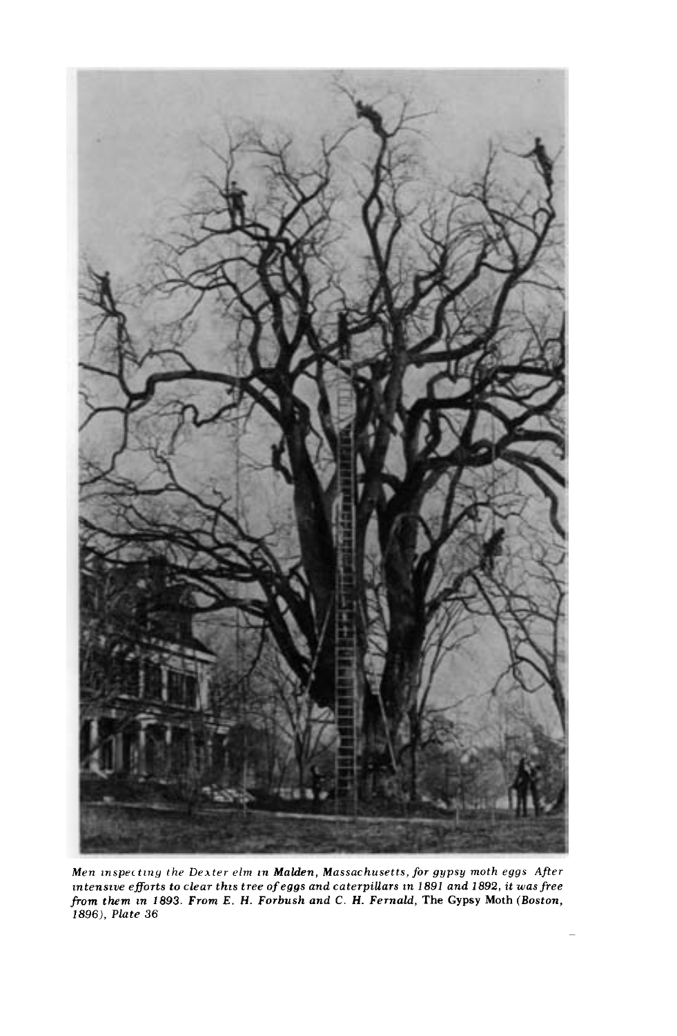*Men inspecting the Dexter elm in **Malden**, Massachusetts, for gypsy moth eggs After intensive efforts to clear this tree of eggs and caterpillars in 1891 and 1892, it was free from them in 1893.* ***From E. H. Forbush and C. H. Fernald,*** The Gypsy Moth ***(Boston,*** *1896), Plate 36*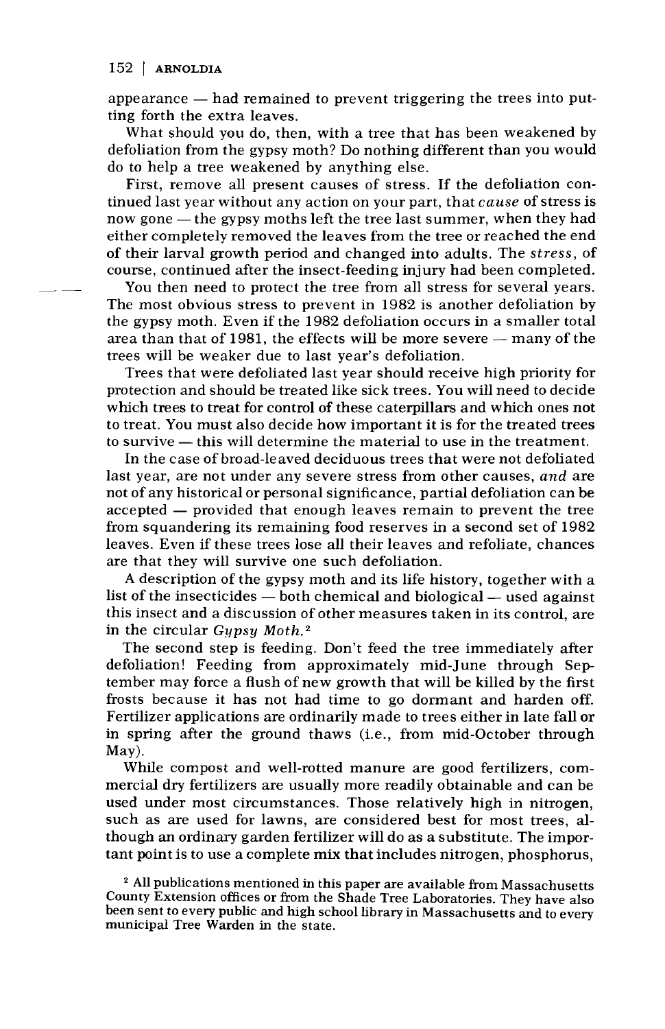appearance — had remained to prevent triggering the trees into putting forth the extra leaves.

What should you do, then, with a tree that has been weakened by defoliation from the gypsy moth? Do nothing different than you would do to help a tree weakened by anything else.

First, remove all present causes of stress. If the defoliation continued last year without any action on your part, that *cause* of stress is now gone — the gypsy moths left the tree last summer, when they had either completely removed the leaves from the tree or reached the end of their larval growth period and changed into adults. The *stress*, of course, continued after the insect-feeding injury had been completed.

You then need to protect the tree from all stress for several years. The most obvious stress to prevent in 1982 is another defoliation by the gypsy moth. Even if the 1982 defoliation occurs in a smaller total area than that of 1981, the effects will be more severe — many of the trees will be weaker due to last year's defoliation.

Trees that were defoliated last year should receive high priority for protection and should be treated like sick trees. You will need to decide which trees to treat for control of these caterpillars and which ones not to treat. You must also decide how important it is for the treated trees to survive — this will determine the material to use in the treatment.

In the case of broad-leaved deciduous trees that were not defoliated last year, are not under any severe stress from other causes, *and* are not of any historical or personal significance, partial defoliation can be accepted — provided that enough leaves remain to prevent the tree from squandering its remaining food reserves in a second set of 1982 leaves. Even if these trees lose all their leaves and refoliate, chances are that they will survive one such defoliation.

A description of the gypsy moth and its life history, together with a list of the insecticides — both chemical and biological — used against this insect and a discussion of other measures taken in its control, are in the circular *Gypsy Moth.*[2]

The second step is feeding. Don't feed the tree immediately after defoliation! Feeding from approximately mid-June through September may force a flush of new growth that will be killed by the first frosts because it has not had time to go dormant and harden off. Fertilizer applications are ordinarily made to trees either in late fall or in spring after the ground thaws (i.e., from mid-October through May).

While compost and well-rotted manure are good fertilizers, commercial dry fertilizers are usually more readily obtainable and can be used under most circumstances. Those relatively high in nitrogen, such as are used for lawns, are considered best for most trees, although an ordinary garden fertilizer will do as a substitute. The important point is to use a complete mix that includes nitrogen, phosphorus,

[2] All publications mentioned in this paper are available from Massachusetts County Extension offices or from the Shade Tree Laboratories. They have also been sent to every public and high school library in Massachusetts and to every municipal Tree Warden in the state.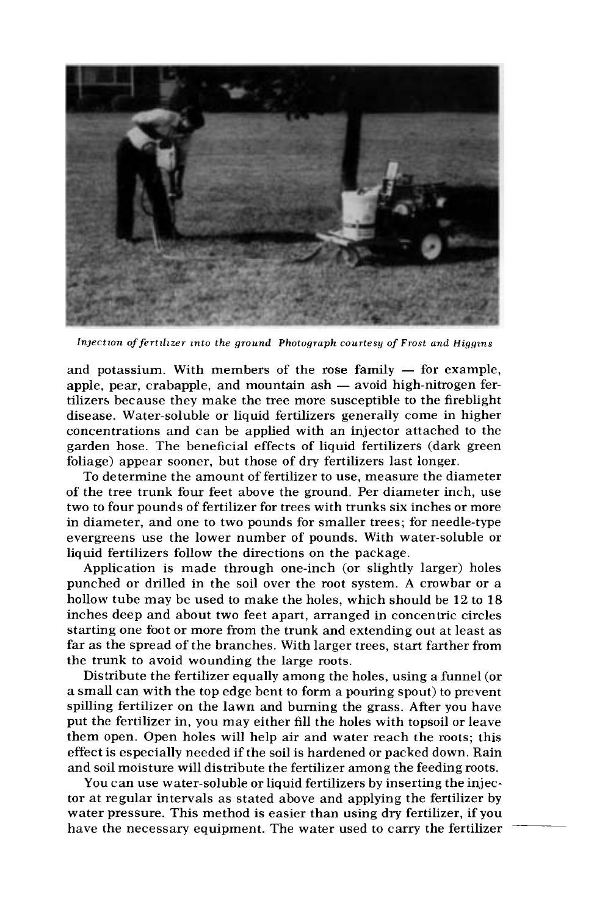*Injection of fertilizer into the ground Photograph courtesy of Frost and Higgins*

and potassium. With members of the rose family — for example, apple, pear, crabapple, and mountain ash — avoid high-nitrogen fertilizers because they make the tree more susceptible to the fireblight disease. Water-soluble or liquid fertilizers generally come in higher concentrations and can be applied with an injector attached to the garden hose. The beneficial effects of liquid fertilizers (dark green foliage) appear sooner, but those of dry fertilizers last longer.

To determine the amount of fertilizer to use, measure the diameter of the tree trunk four feet above the ground. Per diameter inch, use two to four pounds of fertilizer for trees with trunks six inches or more in diameter, and one to two pounds for smaller trees; for needle-type evergreens use the lower number of pounds. With water-soluble or liquid fertilizers follow the directions on the package.

Application is made through one-inch (or slightly larger) holes punched or drilled in the soil over the root system. A crowbar or a hollow tube may be used to make the holes, which should be 12 to 18 inches deep and about two feet apart, arranged in concentric circles starting one foot or more from the trunk and extending out at least as far as the spread of the branches. With larger trees, start farther from the trunk to avoid wounding the large roots.

Distribute the fertilizer equally among the holes, using a funnel (or a small can with the top edge bent to form a pouring spout) to prevent spilling fertilizer on the lawn and burning the grass. After you have put the fertilizer in, you may either fill the holes with topsoil or leave them open. Open holes will help air and water reach the roots; this effect is especially needed if the soil is hardened or packed down. Rain and soil moisture will distribute the fertilizer among the feeding roots.

You can use water-soluble or liquid fertilizers by inserting the injector at regular intervals as stated above and applying the fertilizer by water pressure. This method is easier than using dry fertilizer, if you have the necessary equipment. The water used to carry the fertilizer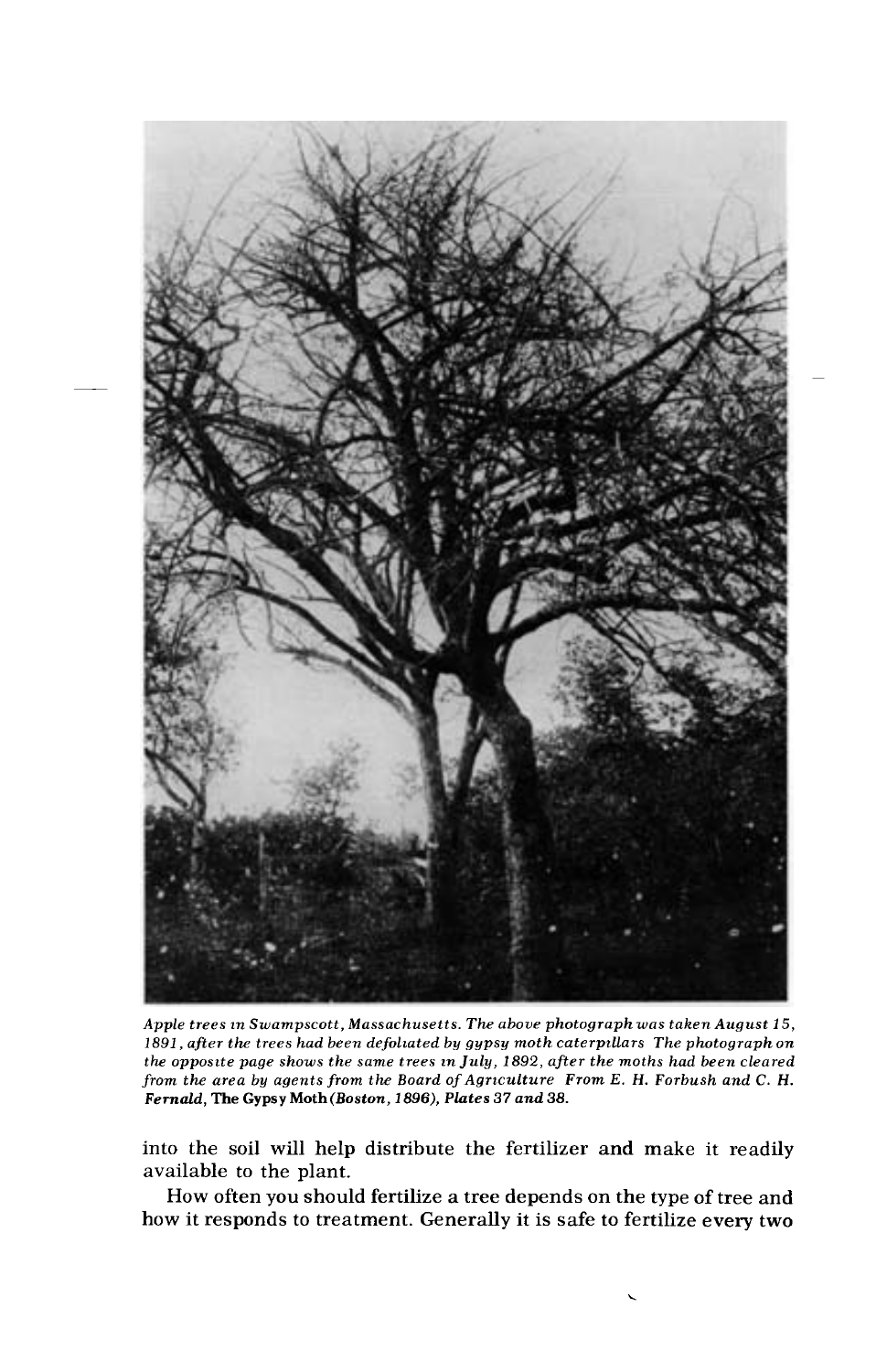*Apple trees in Swampscott, Massachusetts. The above photograph was taken August 15, 1891, after the trees had been defoliated by gypsy moth caterpillars The photograph on the opposite page shows the same trees in July, 1892, after the moths had been cleared from the area by agents from the Board of Agriculture From E. H. Forbush and C. H. Fernald,* **The Gypsy Moth** *(Boston, 1896), Plates 37 and 38.*

into the soil will help distribute the fertilizer and make it readily available to the plant.

How often you should fertilize a tree depends on the type of tree and how it responds to treatment. Generally it is safe to fertilize every two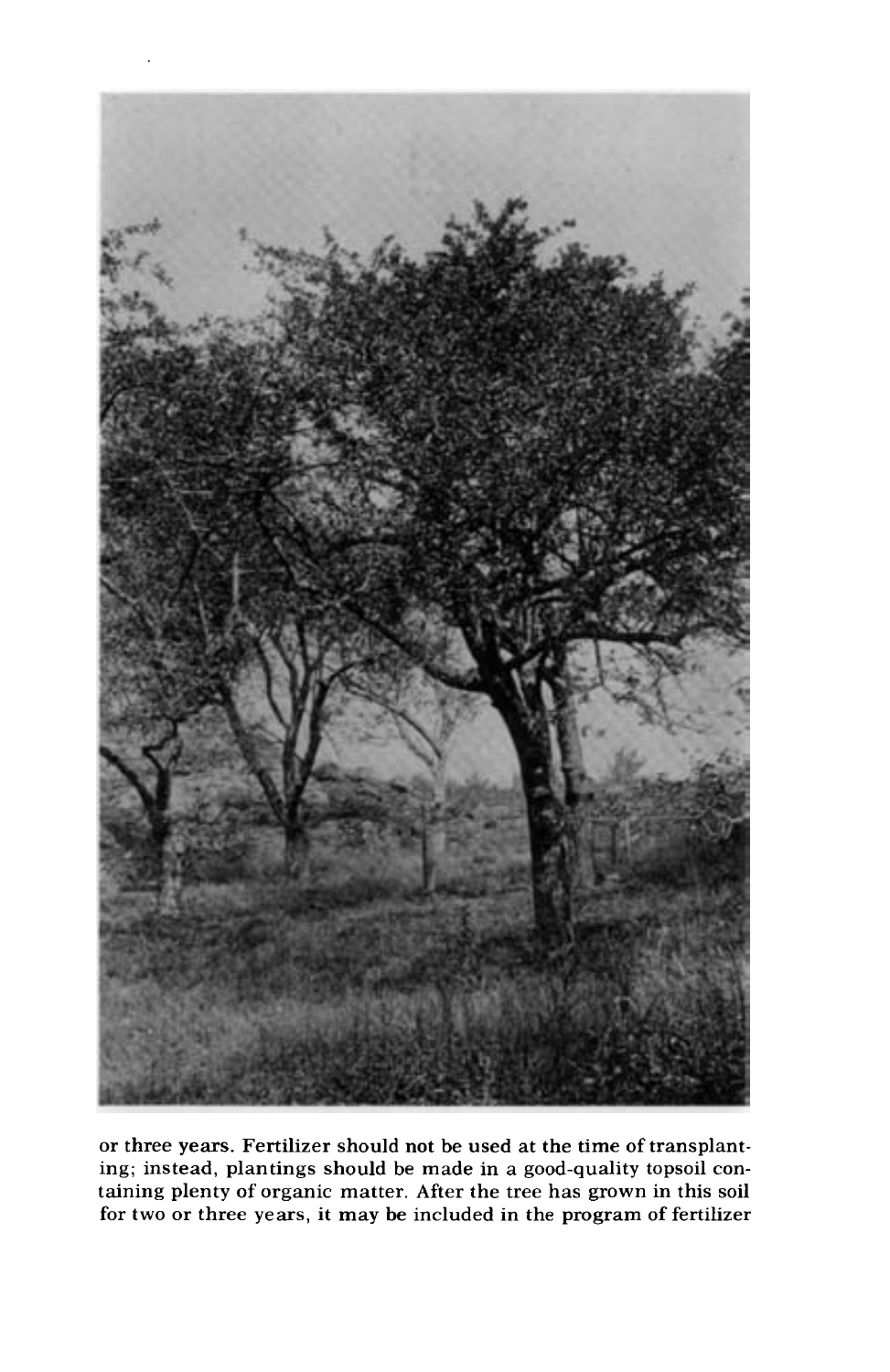or three years. Fertilizer should not be used at the time of transplanting; instead, plantings should be made in a good-quality topsoil containing plenty of organic matter. After the tree has grown in this soil for two or three years, it may be included in the program of fertilizer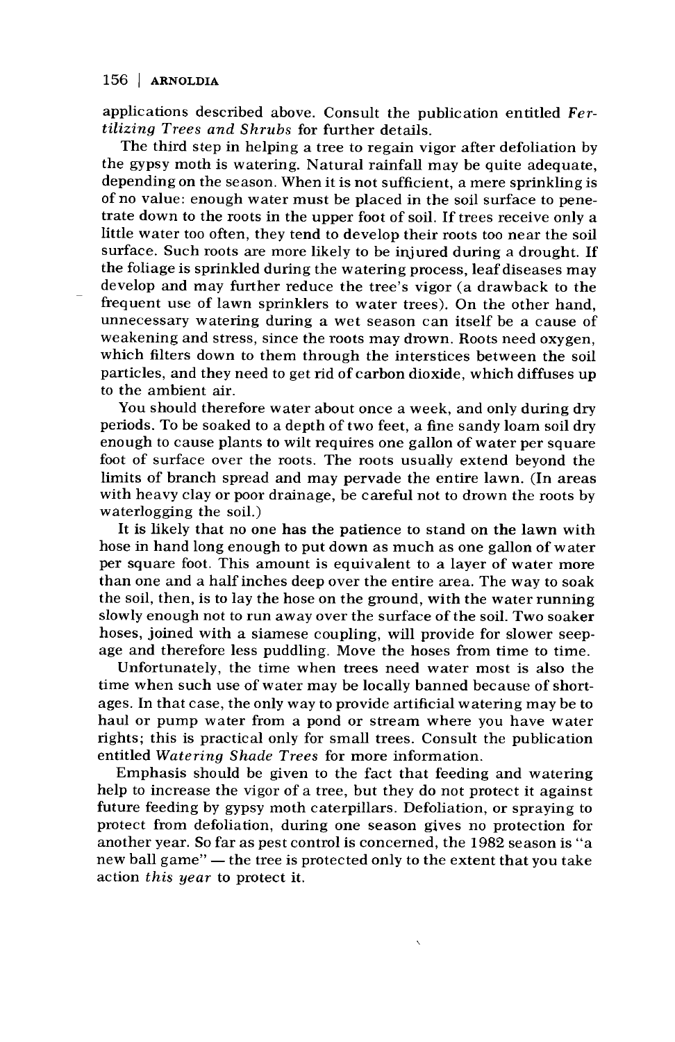applications described above. Consult the publication entitled *Fertilizing Trees and Shrubs* for further details.

The third step in helping a tree to regain vigor after defoliation by the gypsy moth is watering. Natural rainfall may be quite adequate, depending on the season. When it is not sufficient, a mere sprinkling is of no value: enough water must be placed in the soil surface to penetrate down to the roots in the upper foot of soil. If trees receive only a little water too often, they tend to develop their roots too near the soil surface. Such roots are more likely to be injured during a drought. If the foliage is sprinkled during the watering process, leaf diseases may develop and may further reduce the tree's vigor (a drawback to the frequent use of lawn sprinklers to water trees). On the other hand, unnecessary watering during a wet season can itself be a cause of weakening and stress, since the roots may drown. Roots need oxygen, which filters down to them through the interstices between the soil particles, and they need to get rid of carbon dioxide, which diffuses up to the ambient air.

You should therefore water about once a week, and only during dry periods. To be soaked to a depth of two feet, a fine sandy loam soil dry enough to cause plants to wilt requires one gallon of water per square foot of surface over the roots. The roots usually extend beyond the limits of branch spread and may pervade the entire lawn. (In areas with heavy clay or poor drainage, be careful not to drown the roots by waterlogging the soil.)

It is likely that no one has the patience to stand on the lawn with hose in hand long enough to put down as much as one gallon of water per square foot. This amount is equivalent to a layer of water more than one and a half inches deep over the entire area. The way to soak the soil, then, is to lay the hose on the ground, with the water running slowly enough not to run away over the surface of the soil. Two soaker hoses, joined with a siamese coupling, will provide for slower seepage and therefore less puddling. Move the hoses from time to time.

Unfortunately, the time when trees need water most is also the time when such use of water may be locally banned because of shortages. In that case, the only way to provide artificial watering may be to haul or pump water from a pond or stream where you have water rights; this is practical only for small trees. Consult the publication entitled *Watering Shade Trees* for more information.

Emphasis should be given to the fact that feeding and watering help to increase the vigor of a tree, but they do not protect it against future feeding by gypsy moth caterpillars. Defoliation, or spraying to protect from defoliation, during one season gives no protection for another year. So far as pest control is concerned, the 1982 season is "a new ball game" — the tree is protected only to the extent that you take action *this year* to protect it.